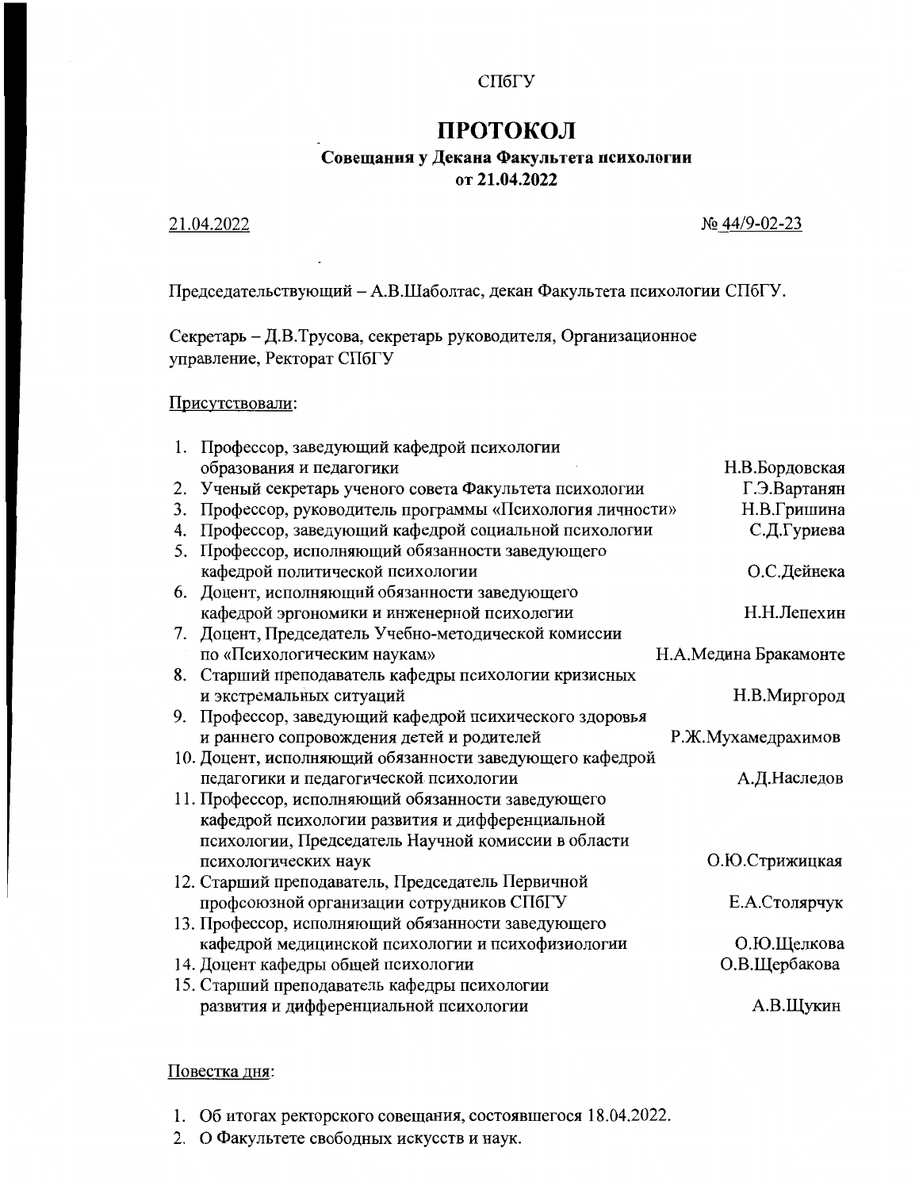СПбГУ

# ПРОТОКОЛ

**Совещания у Декана Факультета психологии**
**от 21.04.2022**

21.04.2022 № 44/9-02-23

Председательствующий – А.В.Шаболтас, декан Факультета психологии СПбГУ.

Секретарь – Д.В.Трусова, секретарь руководителя, Организационное управление, Ректорат СПбГУ

Присутствовали:

1. Профессор, заведующий кафедрой психологии образования и педагогики — Н.В.Бордовская
2. Ученый секретарь ученого совета Факультета психологии — Г.Э.Вартанян
3. Профессор, руководитель программы «Психология личности» — Н.В.Гришина
4. Профессор, заведующий кафедрой социальной психологии — С.Д.Гуриева
5. Профессор, исполняющий обязанности заведующего кафедрой политической психологии — О.С.Дейнека
6. Доцент, исполняющий обязанности заведующего кафедрой эргономики и инженерной психологии — Н.Н.Лепехин
7. Доцент, Председатель Учебно-методической комиссии по «Психологическим наукам» — Н.А.Медина Бракамонте
8. Старший преподаватель кафедры психологии кризисных и экстремальных ситуаций — Н.В.Миргород
9. Профессор, заведующий кафедрой психического здоровья и раннего сопровождения детей и родителей — Р.Ж.Мухамедрахимов
10. Доцент, исполняющий обязанности заведующего кафедрой педагогики и педагогической психологии — А.Д.Наследов
11. Профессор, исполняющий обязанности заведующего кафедрой психологии развития и дифференциальной психологии, Председатель Научной комиссии в области психологических наук — О.Ю.Стрижицкая
12. Старший преподаватель, Председатель Первичной профсоюзной организации сотрудников СПбГУ — Е.А.Столярчук
13. Профессор, исполняющий обязанности заведующего кафедрой медицинской психологии и психофизиологии — О.Ю.Щелкова
14. Доцент кафедры общей психологии — О.В.Щербакова
15. Старший преподаватель кафедры психологии развития и дифференциальной психологии — А.В.Щукин

Повестка дня:

1. Об итогах ректорского совещания, состоявшегося 18.04.2022.
2. О Факультете свободных искусств и наук.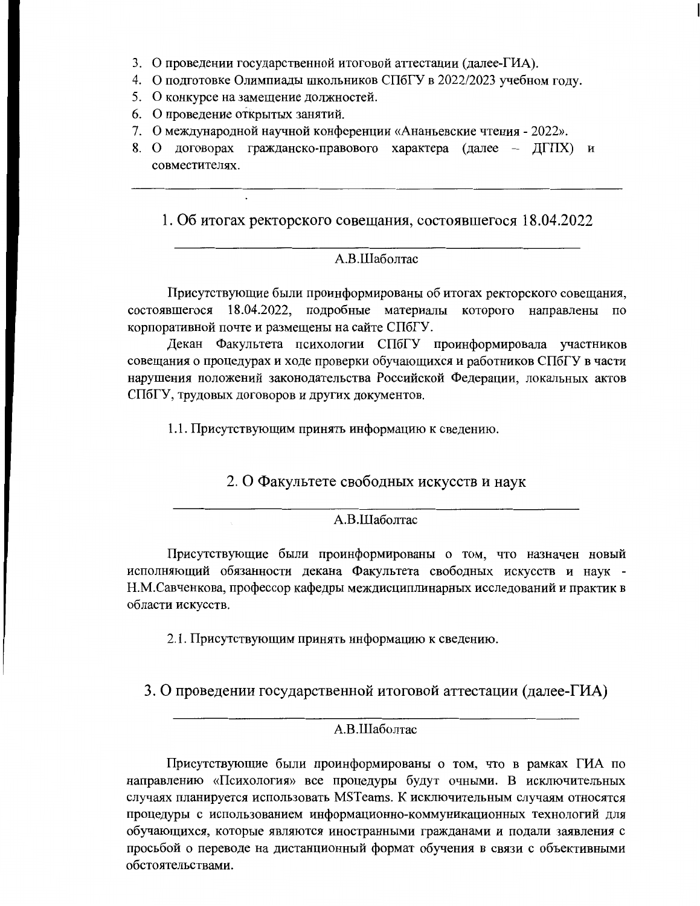3. О проведении государственной итоговой аттестации (далее-ГИА).
4. О подготовке Олимпиады школьников СПбГУ в 2022/2023 учебном году.
5. О конкурсе на замещение должностей.
6. О проведение открытых занятий.
7. О международной научной конференции «Ананьевские чтения - 2022».
8. О договорах гражданско-правового характера (далее – ДГПХ) и совместителях.

---

## 1. Об итогах ректорского совещания, состоявшегося 18.04.2022

А.В.Шаболтас

Присутствующие были проинформированы об итогах ректорского совещания, состоявшегося 18.04.2022, подробные материалы которого направлены по корпоративной почте и размещены на сайте СПбГУ.

Декан Факультета психологии СПбГУ проинформировала участников совещания о процедурах и ходе проверки обучающихся и работников СПбГУ в части нарушения положений законодательства Российской Федерации, локальных актов СПбГУ, трудовых договоров и других документов.

1.1. Присутствующим принять информацию к сведению.

## 2. О Факультете свободных искусств и наук

А.В.Шаболтас

Присутствующие были проинформированы о том, что назначен новый исполняющий обязанности декана Факультета свободных искусств и наук - Н.М.Савченкова, профессор кафедры междисциплинарных исследований и практик в области искусств.

2.1. Присутствующим принять информацию к сведению.

## 3. О проведении государственной итоговой аттестации (далее-ГИА)

А.В.Шаболтас

Присутствующие были проинформированы о том, что в рамках ГИА по направлению «Психология» все процедуры будут очными. В исключительных случаях планируется использовать MSTeams. К исключительным случаям относятся процедуры с использованием информационно-коммуникационных технологий для обучающихся, которые являются иностранными гражданами и подали заявления с просьбой о переводе на дистанционный формат обучения в связи с объективными обстоятельствами.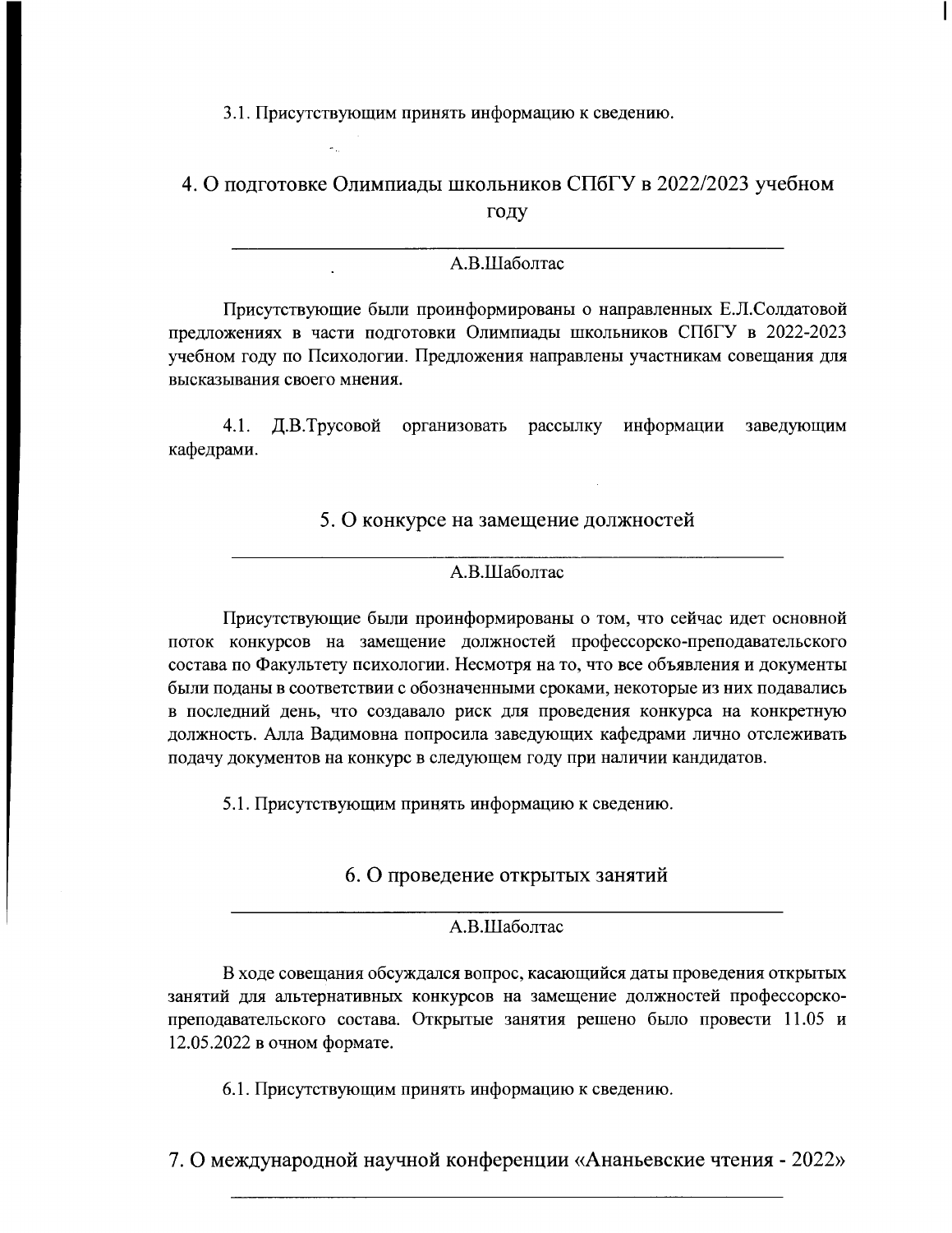3.1. Присутствующим принять информацию к сведению.

## 4. О подготовке Олимпиады школьников СПбГУ в 2022/2023 учебном году

---

А.В.Шаболтас

Присутствующие были проинформированы о направленных Е.Л.Солдатовой предложениях в части подготовки Олимпиады школьников СПбГУ в 2022-2023 учебном году по Психологии. Предложения направлены участникам совещания для высказывания своего мнения.

4.1. Д.В.Трусовой организовать рассылку информации заведующим кафедрами.

## 5. О конкурсе на замещение должностей

---

А.В.Шаболтас

Присутствующие были проинформированы о том, что сейчас идет основной поток конкурсов на замещение должностей профессорско-преподавательского состава по Факультету психологии. Несмотря на то, что все объявления и документы были поданы в соответствии с обозначенными сроками, некоторые из них подавались в последний день, что создавало риск для проведения конкурса на конкретную должность. Алла Вадимовна попросила заведующих кафедрами лично отслеживать подачу документов на конкурс в следующем году при наличии кандидатов.

5.1. Присутствующим принять информацию к сведению.

## 6. О проведение открытых занятий

---

А.В.Шаболтас

В ходе совещания обсуждался вопрос, касающийся даты проведения открытых занятий для альтернативных конкурсов на замещение должностей профессорско-преподавательского состава. Открытые занятия решено было провести 11.05 и 12.05.2022 в очном формате.

6.1. Присутствующим принять информацию к сведению.

## 7. О международной научной конференции «Ананьевские чтения - 2022»

---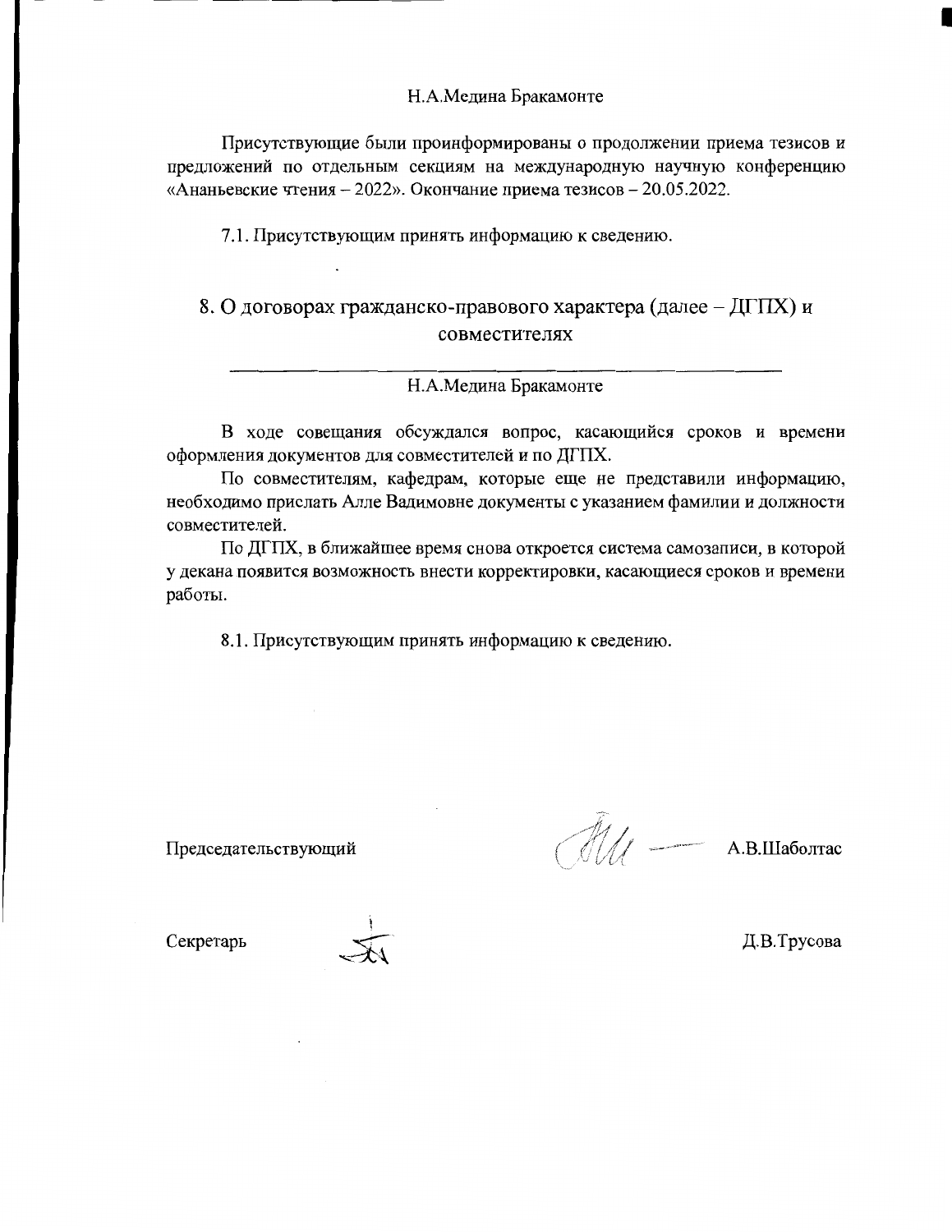Н.А.Медина Бракамонте

Присутствующие были проинформированы о продолжении приема тезисов и предложений по отдельным секциям на международную научную конференцию «Ананьевские чтения – 2022». Окончание приема тезисов – 20.05.2022.

7.1. Присутствующим принять информацию к сведению.

## 8. О договорах гражданско-правового характера (далее – ДГПХ) и совместителях

---

Н.А.Медина Бракамонте

В ходе совещания обсуждался вопрос, касающийся сроков и времени оформления документов для совместителей и по ДГПХ.

По совместителям, кафедрам, которые еще не представили информацию, необходимо прислать Алле Вадимовне документы с указанием фамилии и должности совместителей.

По ДГПХ, в ближайшее время снова откроется система самозаписи, в которой у декана появится возможность внести корректировки, касающиеся сроков и времени работы.

8.1. Присутствующим принять информацию к сведению.

Председательствующий А.В.Шаболтас

Секретарь Д.В.Трусова